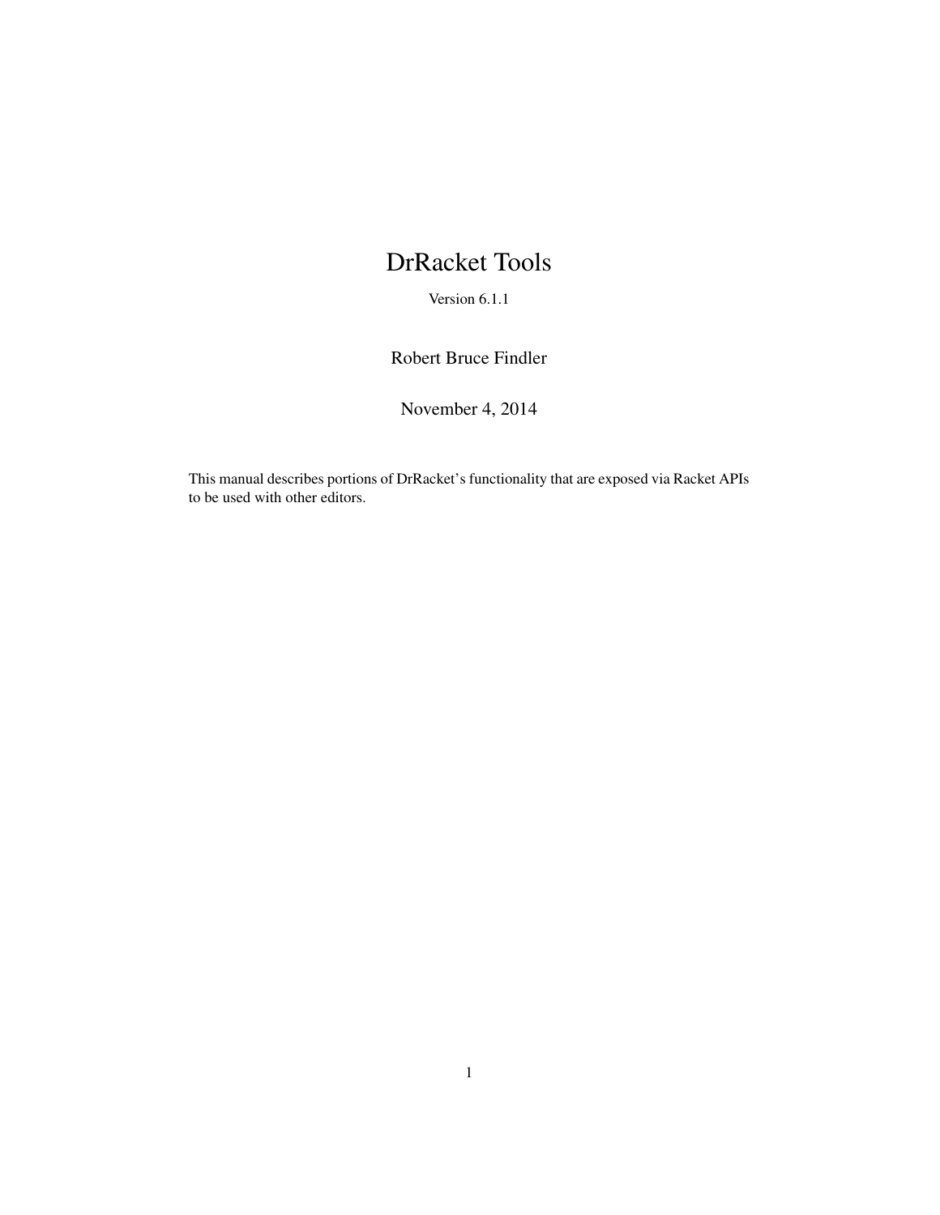# DrRacket Tools

Version 6.1.1

Robert Bruce Findler

November 4, 2014

This manual describes portions of DrRacket's functionality that are exposed via Racket APIs to be used with other editors.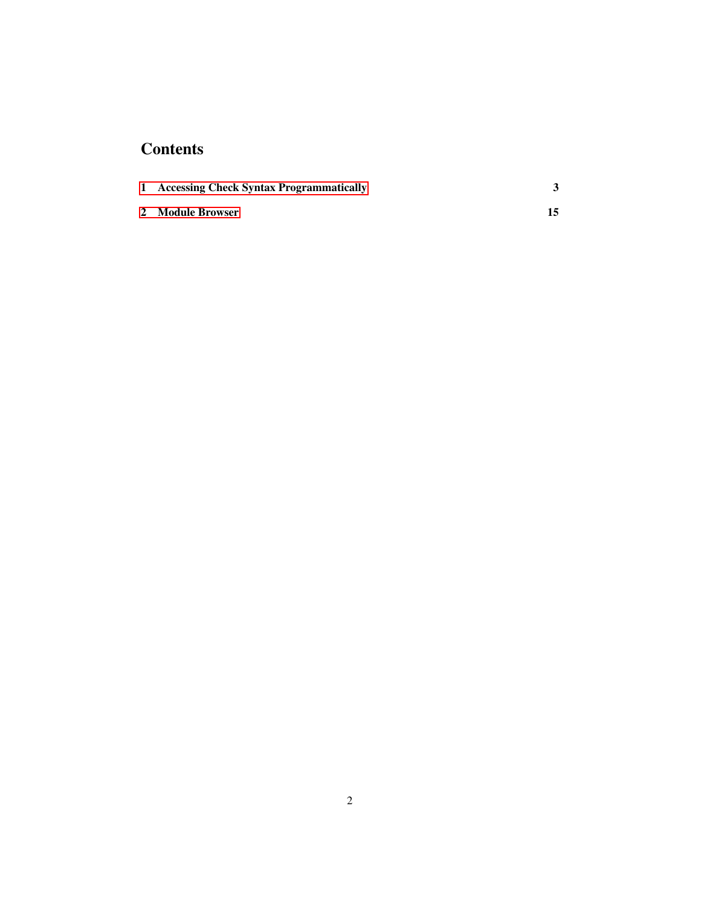# Contents

**1 Accessing Check Syntax Programmatically** **3**

**2 Module Browser** **15**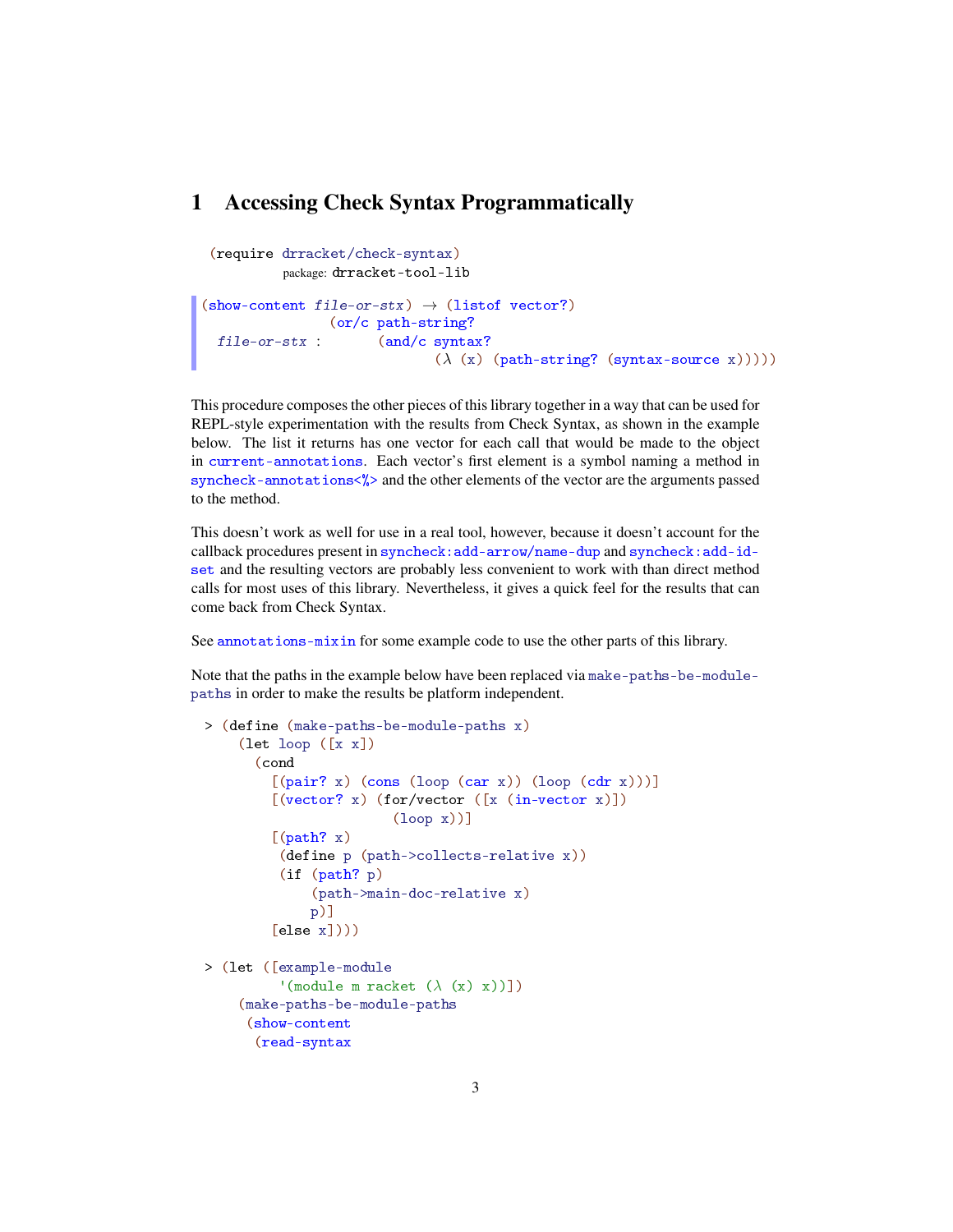# 1 Accessing Check Syntax Programmatically

```
(require drracket/check-syntax)
        package: drracket-tool-lib
```

```
(show-content file-or-stx) → (listof vector?)
              (or/c path-string?
  file-or-stx :     (and/c syntax?
                           (λ (x) (path-string? (syntax-source x)))))
```

This procedure composes the other pieces of this library together in a way that can be used for REPL-style experimentation with the results from Check Syntax, as shown in the example below. The list it returns has one vector for each call that would be made to the object in `current-annotations`. Each vector's first element is a symbol naming a method in `syncheck-annotations<%>` and the other elements of the vector are the arguments passed to the method.

This doesn't work as well for use in a real tool, however, because it doesn't account for the callback procedures present in `syncheck:add-arrow/name-dup` and `syncheck:add-id-set` and the resulting vectors are probably less convenient to work with than direct method calls for most uses of this library. Nevertheless, it gives a quick feel for the results that can come back from Check Syntax.

See `annotations-mixin` for some example code to use the other parts of this library.

Note that the paths in the example below have been replaced via `make-paths-be-module-paths` in order to make the results be platform independent.

```
> (define (make-paths-be-module-paths x)
    (let loop ([x x])
      (cond
        [(pair? x) (cons (loop (car x)) (loop (cdr x)))]
        [(vector? x) (for/vector ([x (in-vector x)])
                       (loop x))]
        [(path? x)
         (define p (path->collects-relative x))
         (if (path? p)
             (path->main-doc-relative x)
             p)]
        [else x])))

> (let ([example-module
         '(module m racket (λ (x) x))])
    (make-paths-be-module-paths
     (show-content
      (read-syntax
```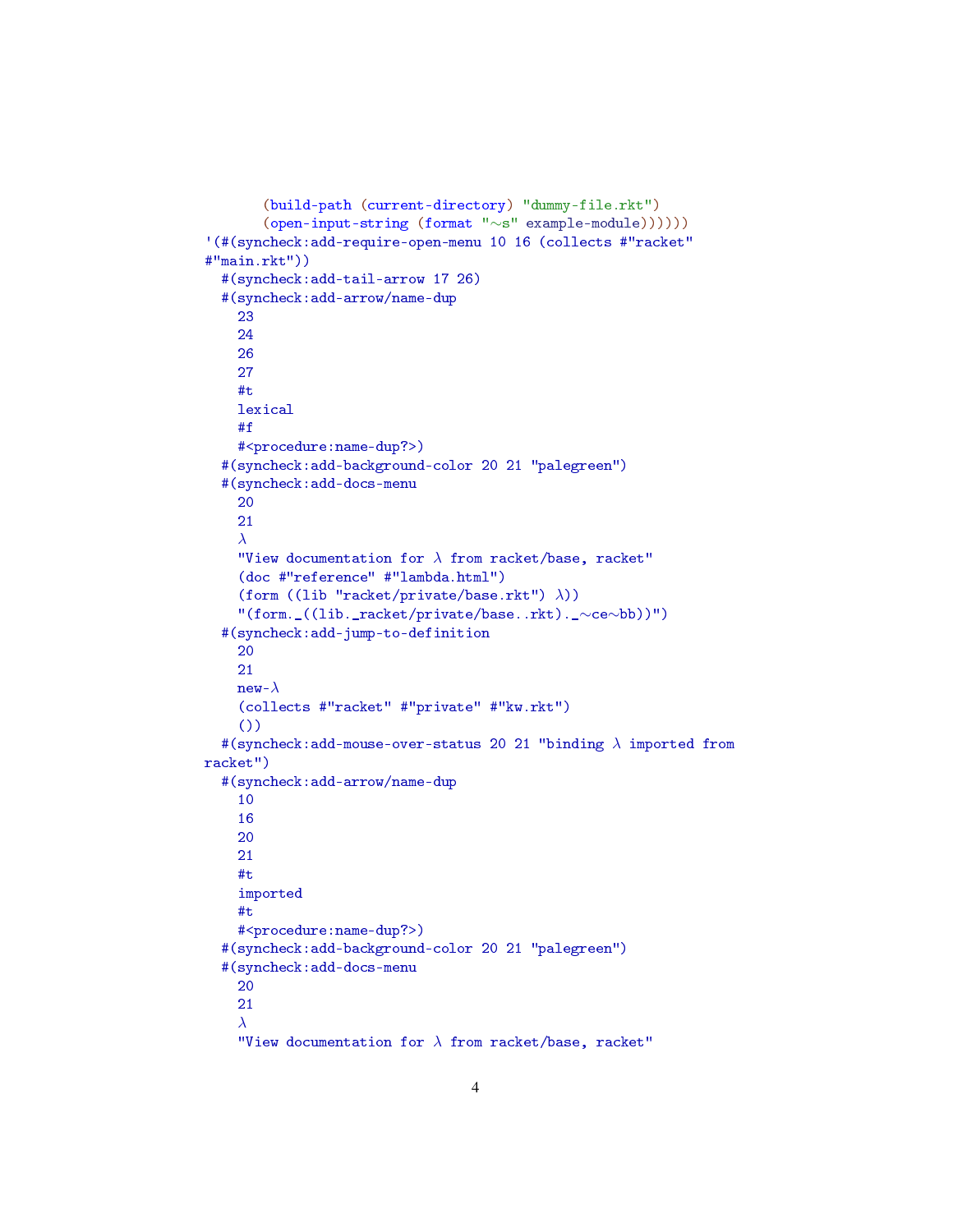```
       (build-path (current-directory) "dummy-file.rkt")
       (open-input-string (format "~s" example-module)))))
'(#(syncheck:add-require-open-menu 10 16 (collects #"racket"
#"main.rkt"))
  #(syncheck:add-tail-arrow 17 26)
  #(syncheck:add-arrow/name-dup
    23
    24
    26
    27
    #t
    lexical
    #f
    #<procedure:name-dup?>)
  #(syncheck:add-background-color 20 21 "palegreen")
  #(syncheck:add-docs-menu
    20
    21
    λ
    "View documentation for λ from racket/base, racket"
    (doc #"reference" #"lambda.html")
    (form ((lib "racket/private/base.rkt") λ))
    "(form._((lib._racket/private/base..rkt)._~ce~bb))")
  #(syncheck:add-jump-to-definition
    20
    21
    new-λ
    (collects #"racket" #"private" #"kw.rkt")
    ())
  #(syncheck:add-mouse-over-status 20 21 "binding λ imported from
racket")
  #(syncheck:add-arrow/name-dup
    10
    16
    20
    21
    #t
    imported
    #t
    #<procedure:name-dup?>)
  #(syncheck:add-background-color 20 21 "palegreen")
  #(syncheck:add-docs-menu
    20
    21
    λ
    "View documentation for λ from racket/base, racket"
```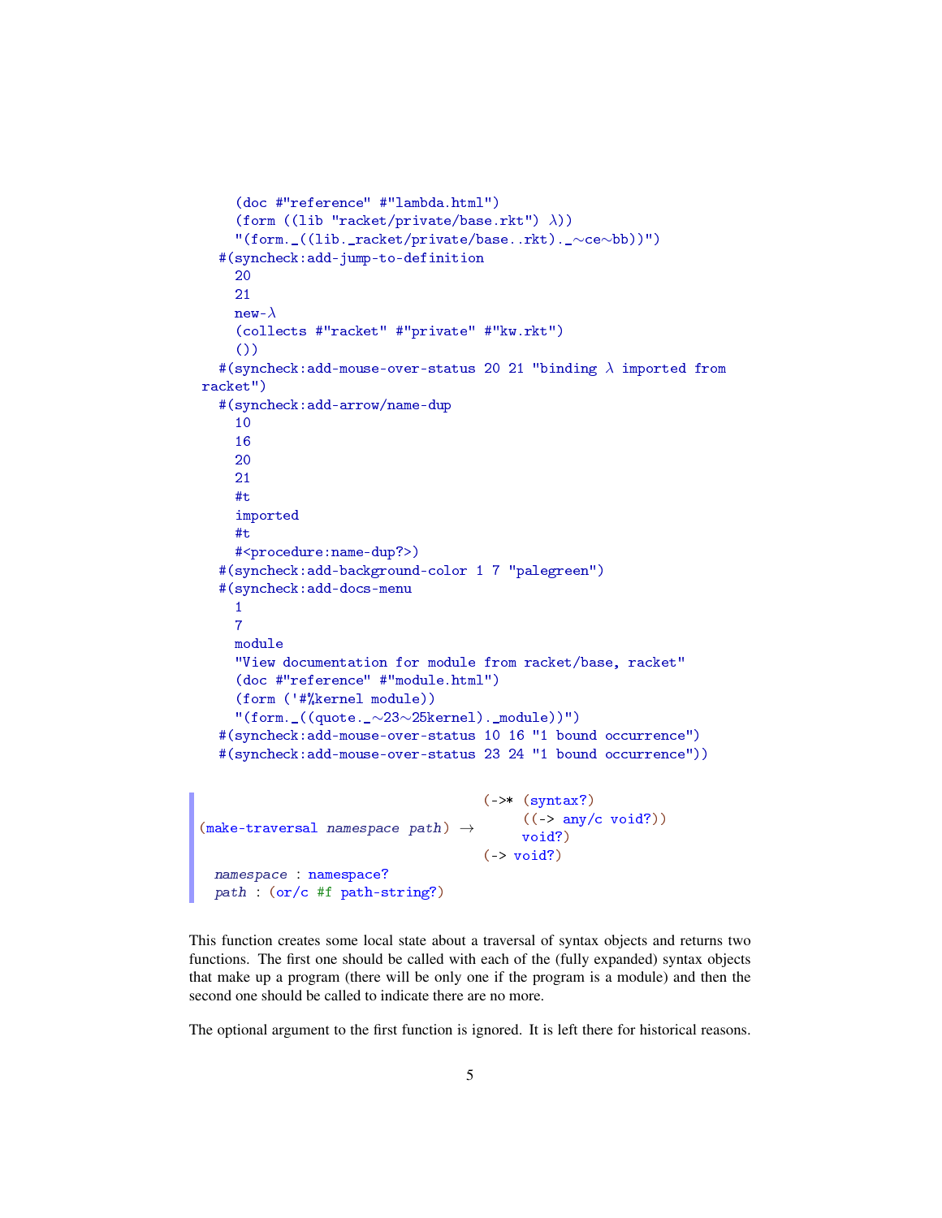```
    (doc #"reference" #"lambda.html")
    (form ((lib "racket/private/base.rkt") λ))
    "(form._((lib._racket/private/base..rkt)._~ce~bb))")
  #(syncheck:add-jump-to-definition
    20
    21
    new-λ
    (collects #"racket" #"private" #"kw.rkt")
    ())
  #(syncheck:add-mouse-over-status 20 21 "binding λ imported from
racket")
  #(syncheck:add-arrow/name-dup
    10
    16
    20
    21
    #t
    imported
    #t
    #<procedure:name-dup?>)
  #(syncheck:add-background-color 1 7 "palegreen")
  #(syncheck:add-docs-menu
    1
    7
    module
    "View documentation for module from racket/base, racket"
    (doc #"reference" #"module.html")
    (form ('#%kernel module))
    "(form._((quote._~23~25kernel)._module))")
  #(syncheck:add-mouse-over-status 10 16 "1 bound occurrence")
  #(syncheck:add-mouse-over-status 23 24 "1 bound occurrence"))
```

```
(make-traversal namespace path) → (->* (syntax?)
                                        ((-> any/c void?))
                                        void?)
                                  (-> void?)
  namespace : namespace?
  path : (or/c #f path-string?)
```

This function creates some local state about a traversal of syntax objects and returns two functions. The first one should be called with each of the (fully expanded) syntax objects that make up a program (there will be only one if the program is a module) and then the second one should be called to indicate there are no more.

The optional argument to the first function is ignored. It is left there for historical reasons.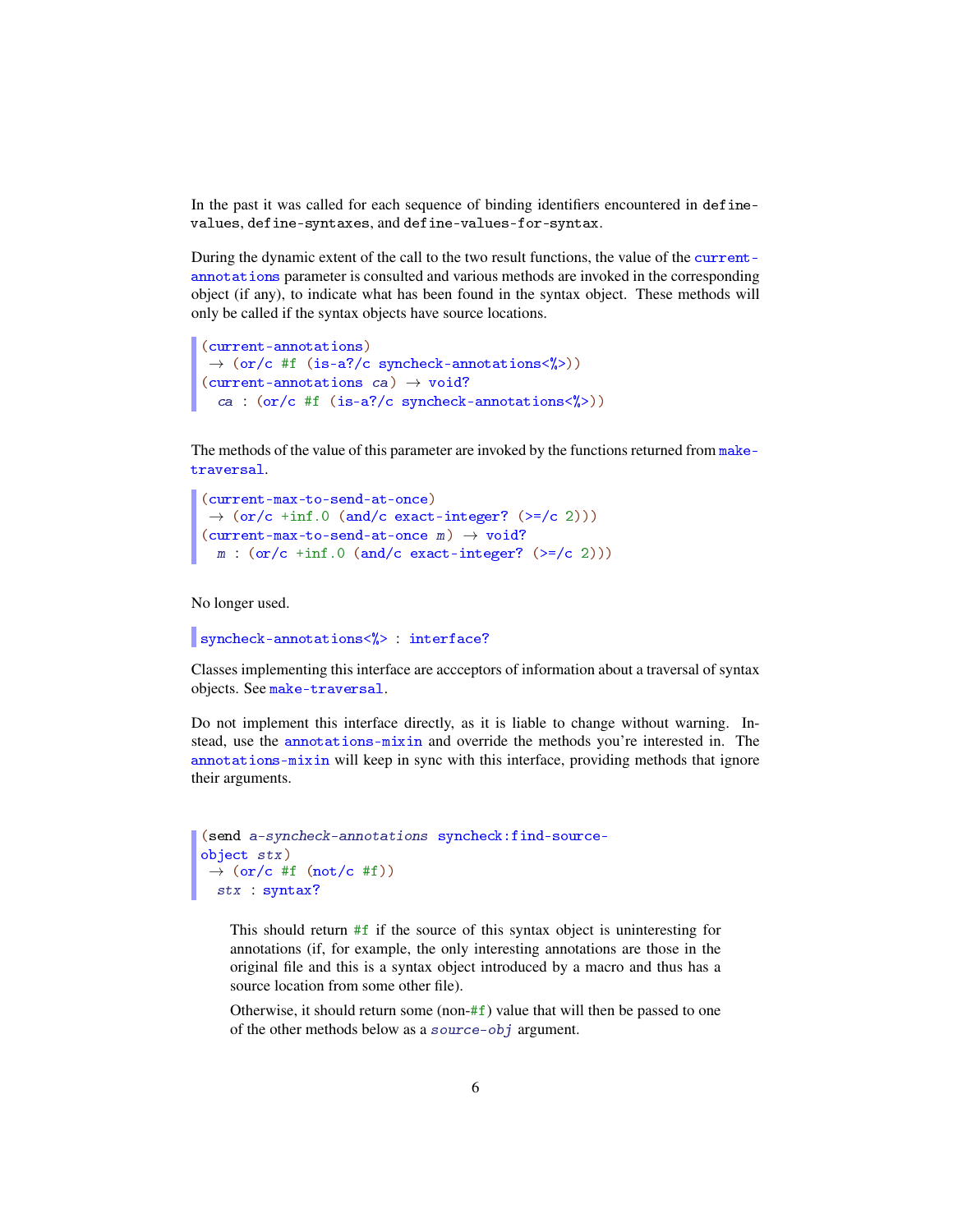In the past it was called for each sequence of binding identifiers encountered in `define-values`, `define-syntaxes`, and `define-values-for-syntax`.

During the dynamic extent of the call to the two result functions, the value of the `current-annotations` parameter is consulted and various methods are invoked in the corresponding object (if any), to indicate what has been found in the syntax object. These methods will only be called if the syntax objects have source locations.

```
(current-annotations)
 → (or/c #f (is-a?/c syncheck-annotations<%>))
(current-annotations ca) → void?
  ca : (or/c #f (is-a?/c syncheck-annotations<%>))
```

The methods of the value of this parameter are invoked by the functions returned from `make-traversal`.

```
(current-max-to-send-at-once)
 → (or/c +inf.0 (and/c exact-integer? (>=/c 2)))
(current-max-to-send-at-once m) → void?
  m : (or/c +inf.0 (and/c exact-integer? (>=/c 2)))
```

No longer used.

```
syncheck-annotations<%> : interface?
```

Classes implementing this interface are accceptors of information about a traversal of syntax objects. See `make-traversal`.

Do not implement this interface directly, as it is liable to change without warning. Instead, use the `annotations-mixin` and override the methods you're interested in. The `annotations-mixin` will keep in sync with this interface, providing methods that ignore their arguments.

```
(send a-syncheck-annotations syncheck:find-source-object stx)
 → (or/c #f (not/c #f))
  stx : syntax?
```

> This should return `#f` if the source of this syntax object is uninteresting for annotations (if, for example, the only interesting annotations are those in the original file and this is a syntax object introduced by a macro and thus has a source location from some other file).
>
> Otherwise, it should return some (non-`#f`) value that will then be passed to one of the other methods below as a *source-obj* argument.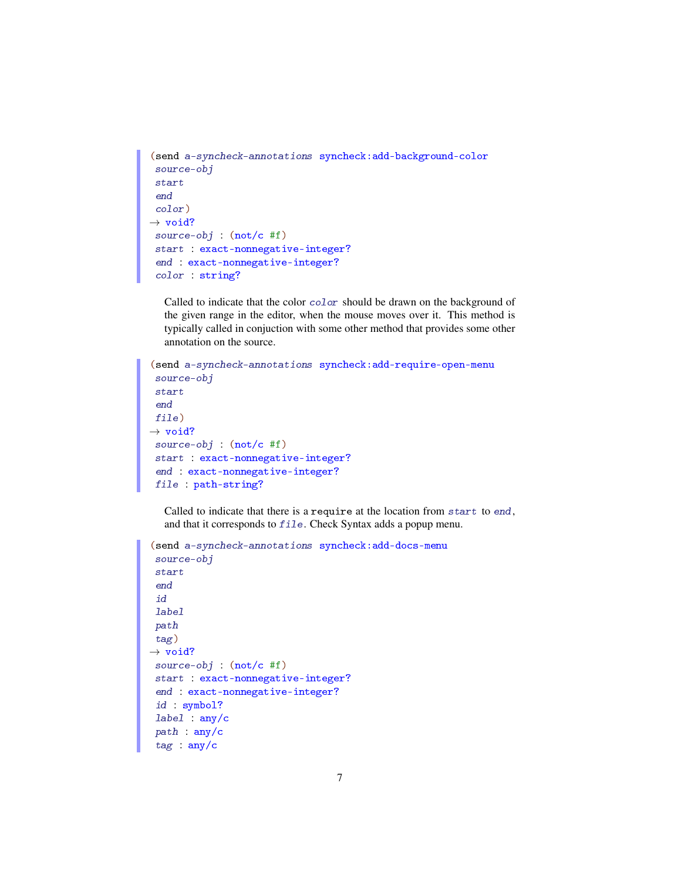```
(send a-syncheck-annotations syncheck:add-background-color
 source-obj
 start
 end
 color)
→ void?
 source-obj : (not/c #f)
 start : exact-nonnegative-integer?
 end : exact-nonnegative-integer?
 color : string?
```

Called to indicate that the color *color* should be drawn on the background of the given range in the editor, when the mouse moves over it. This method is typically called in conjuction with some other method that provides some other annotation on the source.

```
(send a-syncheck-annotations syncheck:add-require-open-menu
 source-obj
 start
 end
 file)
→ void?
 source-obj : (not/c #f)
 start : exact-nonnegative-integer?
 end : exact-nonnegative-integer?
 file : path-string?
```

Called to indicate that there is a `require` at the location from *start* to *end*, and that it corresponds to *file*. Check Syntax adds a popup menu.

```
(send a-syncheck-annotations syncheck:add-docs-menu
 source-obj
 start
 end
 id
 label
 path
 tag)
→ void?
 source-obj : (not/c #f)
 start : exact-nonnegative-integer?
 end : exact-nonnegative-integer?
 id : symbol?
 label : any/c
 path : any/c
 tag : any/c
```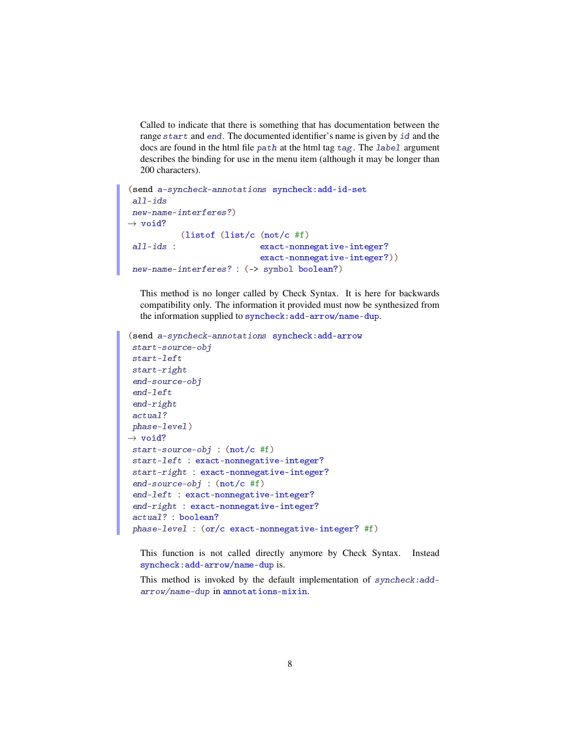Called to indicate that there is something that has documentation between the range *start* and *end*. The documented identifier's name is given by *id* and the docs are found in the html file *path* at the html tag *tag*. The *label* argument describes the binding for use in the menu item (although it may be longer than 200 characters).

```
(send a-syncheck-annotations syncheck:add-id-set
 all-ids
 new-name-interferes?)
→ void?
            (listof (list/c (not/c #f)
 all-ids :                  exact-nonnegative-integer?
                            exact-nonnegative-integer?))
 new-name-interferes? : (-> symbol boolean?)
```

This method is no longer called by Check Syntax. It is here for backwards compatibility only. The information it provided must now be synthesized from the information supplied to syncheck:add-arrow/name-dup.

```
(send a-syncheck-annotations syncheck:add-arrow
 start-source-obj
 start-left
 start-right
 end-source-obj
 end-left
 end-right
 actual?
 phase-level)
→ void?
 start-source-obj : (not/c #f)
 start-left : exact-nonnegative-integer?
 start-right : exact-nonnegative-integer?
 end-source-obj : (not/c #f)
 end-left : exact-nonnegative-integer?
 end-right : exact-nonnegative-integer?
 actual? : boolean?
 phase-level : (or/c exact-nonnegative-integer? #f)
```

This function is not called directly anymore by Check Syntax. Instead syncheck:add-arrow/name-dup is.

This method is invoked by the default implementation of *syncheck:add-arrow/name-dup* in annotations-mixin.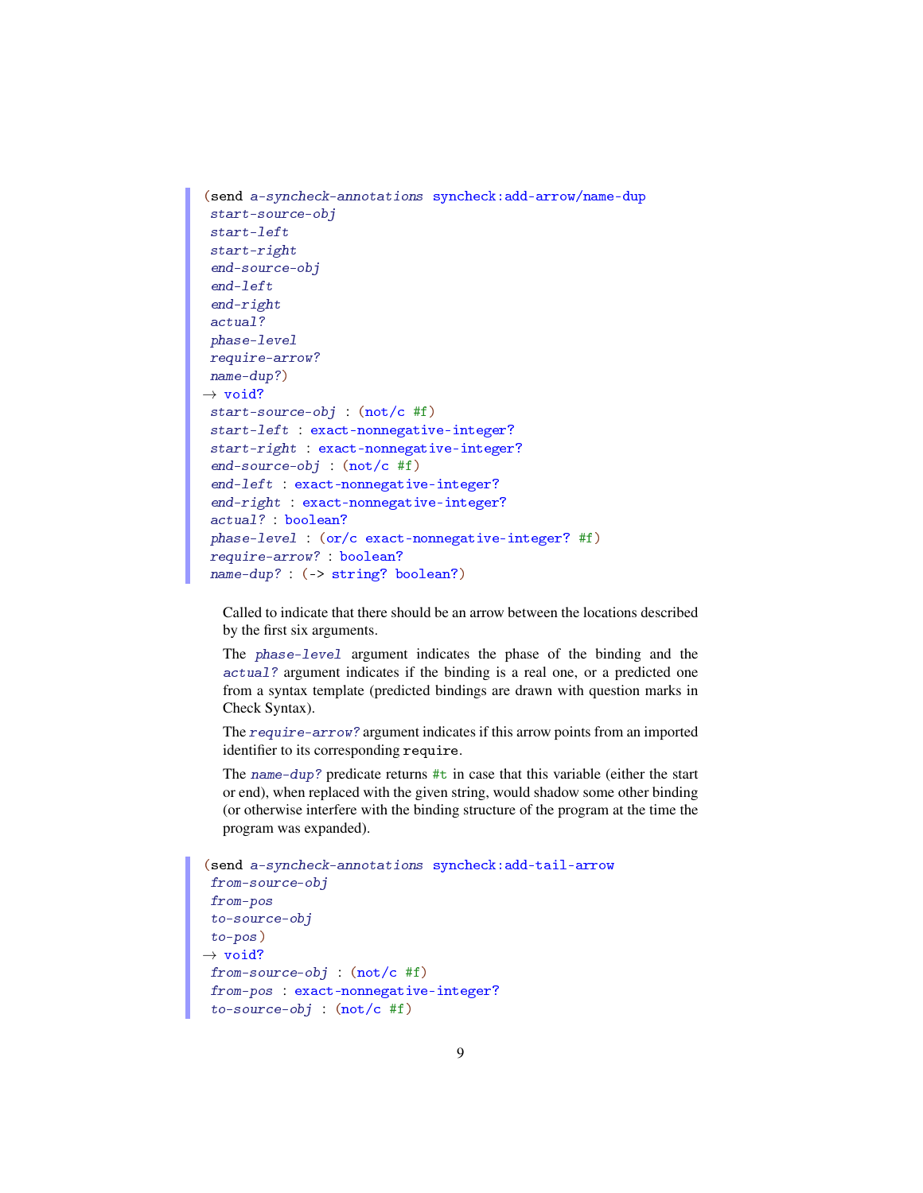```
(send a-syncheck-annotations syncheck:add-arrow/name-dup
 start-source-obj
 start-left
 start-right
 end-source-obj
 end-left
 end-right
 actual?
 phase-level
 require-arrow?
 name-dup?)
→ void?
 start-source-obj : (not/c #f)
 start-left : exact-nonnegative-integer?
 start-right : exact-nonnegative-integer?
 end-source-obj : (not/c #f)
 end-left : exact-nonnegative-integer?
 end-right : exact-nonnegative-integer?
 actual? : boolean?
 phase-level : (or/c exact-nonnegative-integer? #f)
 require-arrow? : boolean?
 name-dup? : (-> string? boolean?)
```

Called to indicate that there should be an arrow between the locations described by the first six arguments.

The *phase-level* argument indicates the phase of the binding and the *actual?* argument indicates if the binding is a real one, or a predicted one from a syntax template (predicted bindings are drawn with question marks in Check Syntax).

The *require-arrow?* argument indicates if this arrow points from an imported identifier to its corresponding `require`.

The *name-dup?* predicate returns `#t` in case that this variable (either the start or end), when replaced with the given string, would shadow some other binding (or otherwise interfere with the binding structure of the program at the time the program was expanded).

```
(send a-syncheck-annotations syncheck:add-tail-arrow
 from-source-obj
 from-pos
 to-source-obj
 to-pos)
→ void?
 from-source-obj : (not/c #f)
 from-pos : exact-nonnegative-integer?
 to-source-obj : (not/c #f)
```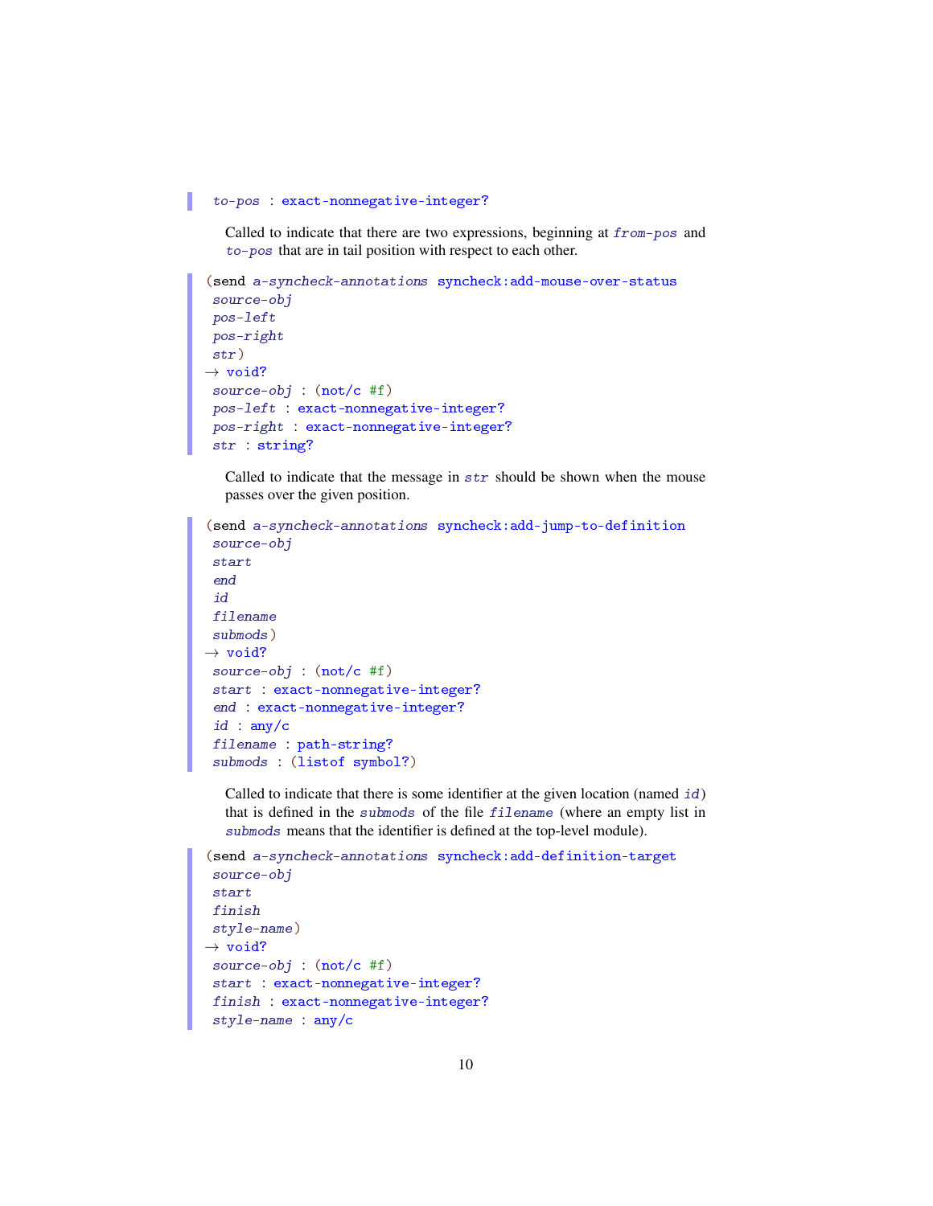```
  to-pos : exact-nonnegative-integer?
```

Called to indicate that there are two expressions, beginning at *from-pos* and *to-pos* that are in tail position with respect to each other.

```
(send a-syncheck-annotations syncheck:add-mouse-over-status
 source-obj
 pos-left
 pos-right
 str)
→ void?
 source-obj : (not/c #f)
 pos-left : exact-nonnegative-integer?
 pos-right : exact-nonnegative-integer?
 str : string?
```

Called to indicate that the message in *str* should be shown when the mouse passes over the given position.

```
(send a-syncheck-annotations syncheck:add-jump-to-definition
 source-obj
 start
 end
 id
 filename
 submods)
→ void?
 source-obj : (not/c #f)
 start : exact-nonnegative-integer?
 end : exact-nonnegative-integer?
 id : any/c
 filename : path-string?
 submods : (listof symbol?)
```

Called to indicate that there is some identifier at the given location (named *id*) that is defined in the *submods* of the file *filename* (where an empty list in *submods* means that the identifier is defined at the top-level module).

```
(send a-syncheck-annotations syncheck:add-definition-target
 source-obj
 start
 finish
 style-name)
→ void?
 source-obj : (not/c #f)
 start : exact-nonnegative-integer?
 finish : exact-nonnegative-integer?
 style-name : any/c
```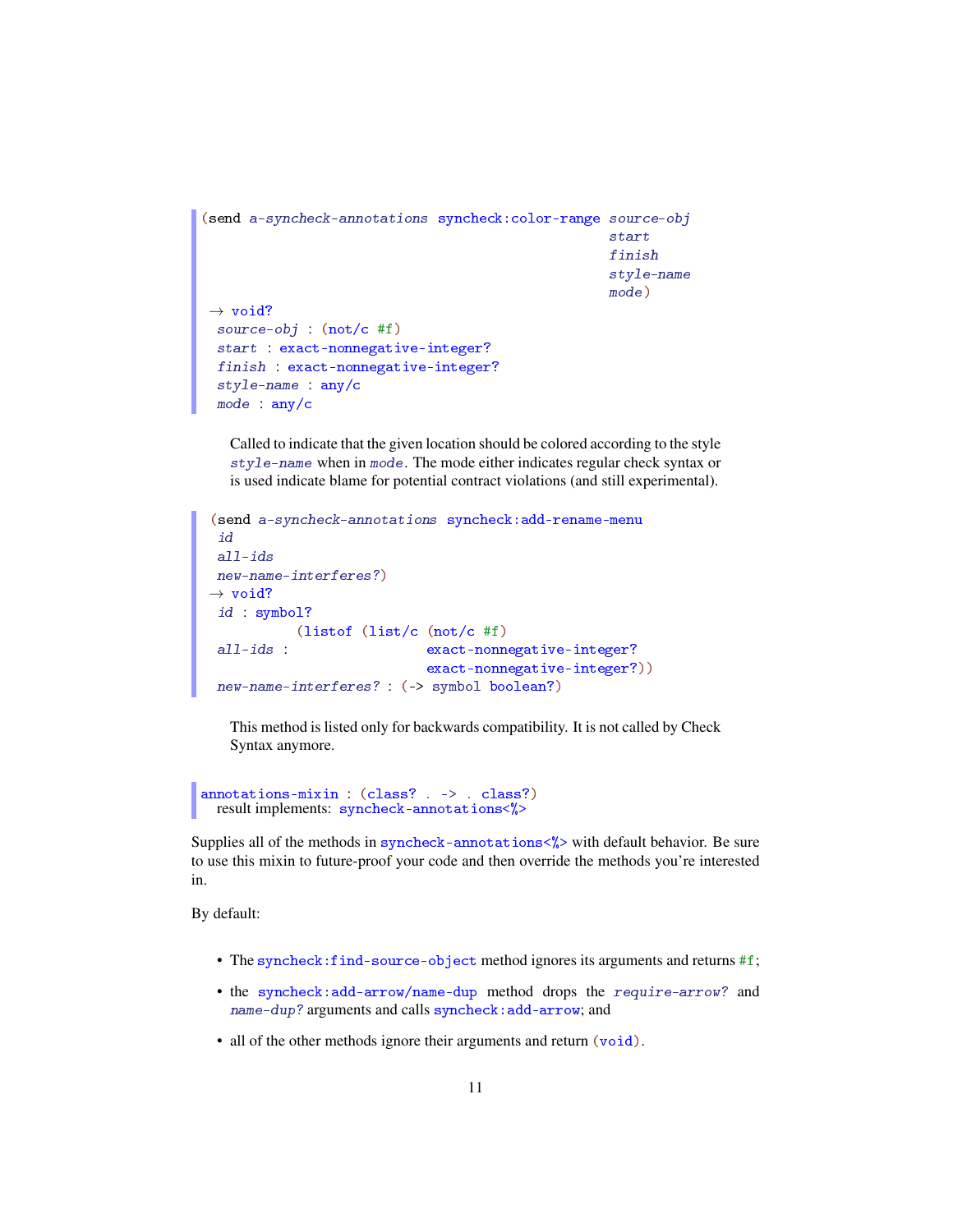```
(send a-syncheck-annotations syncheck:color-range source-obj
                                                   start
                                                   finish
                                                   style-name
                                                   mode)
 → void?
  source-obj : (not/c #f)
  start : exact-nonnegative-integer?
  finish : exact-nonnegative-integer?
  style-name : any/c
  mode : any/c
```

Called to indicate that the given location should be colored according to the style *style-name* when in *mode*. The mode either indicates regular check syntax or is used indicate blame for potential contract violations (and still experimental).

```
(send a-syncheck-annotations syncheck:add-rename-menu
  id
  all-ids
  new-name-interferes?)
 → void?
  id : symbol?
             (listof (list/c (not/c #f)
  all-ids :                  exact-nonnegative-integer?
                             exact-nonnegative-integer?))
  new-name-interferes? : (-> symbol boolean?)
```

This method is listed only for backwards compatibility. It is not called by Check Syntax anymore.

```
annotations-mixin : (class? . -> . class?)
  result implements: syncheck-annotations<%>
```

Supplies all of the methods in `syncheck-annotations<%>` with default behavior. Be sure to use this mixin to future-proof your code and then override the methods you're interested in.

By default:

- The `syncheck:find-source-object` method ignores its arguments and returns `#f`;
- the `syncheck:add-arrow/name-dup` method drops the *require-arrow?* and *name-dup?* arguments and calls `syncheck:add-arrow`; and
- all of the other methods ignore their arguments and return `(void)`.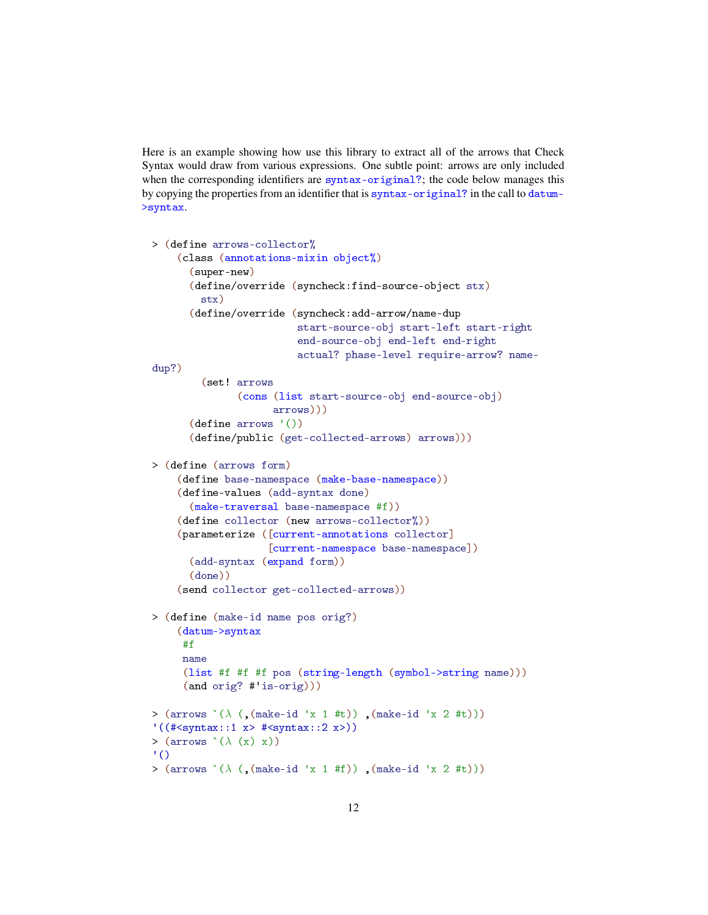Here is an example showing how use this library to extract all of the arrows that Check Syntax would draw from various expressions. One subtle point: arrows are only included when the corresponding identifiers are `syntax-original?`; the code below manages this by copying the properties from an identifier that is `syntax-original?` in the call to `datum->syntax`.

```
> (define arrows-collector%
    (class (annotations-mixin object%)
      (super-new)
      (define/override (syncheck:find-source-object stx)
        stx)
      (define/override (syncheck:add-arrow/name-dup
                        start-source-obj start-left start-right
                        end-source-obj end-left end-right
                        actual? phase-level require-arrow? name-dup?)
        (set! arrows
              (cons (list start-source-obj end-source-obj)
                    arrows)))
      (define arrows '())
      (define/public (get-collected-arrows) arrows)))

> (define (arrows form)
    (define base-namespace (make-base-namespace))
    (define-values (add-syntax done)
      (make-traversal base-namespace #f))
    (define collector (new arrows-collector%))
    (parameterize ([current-annotations collector]
                   [current-namespace base-namespace])
      (add-syntax (expand form))
      (done))
    (send collector get-collected-arrows))

> (define (make-id name pos orig?)
    (datum->syntax
     #f
     name
     (list #f #f #f pos (string-length (symbol->string name)))
     (and orig? #'is-orig)))

> (arrows `(λ (,(make-id 'x 1 #t)) ,(make-id 'x 2 #t)))
'((#<syntax::1 x> #<syntax::2 x>))
> (arrows `(λ (x) x))
'()
> (arrows `(λ (,(make-id 'x 1 #f)) ,(make-id 'x 2 #t)))
```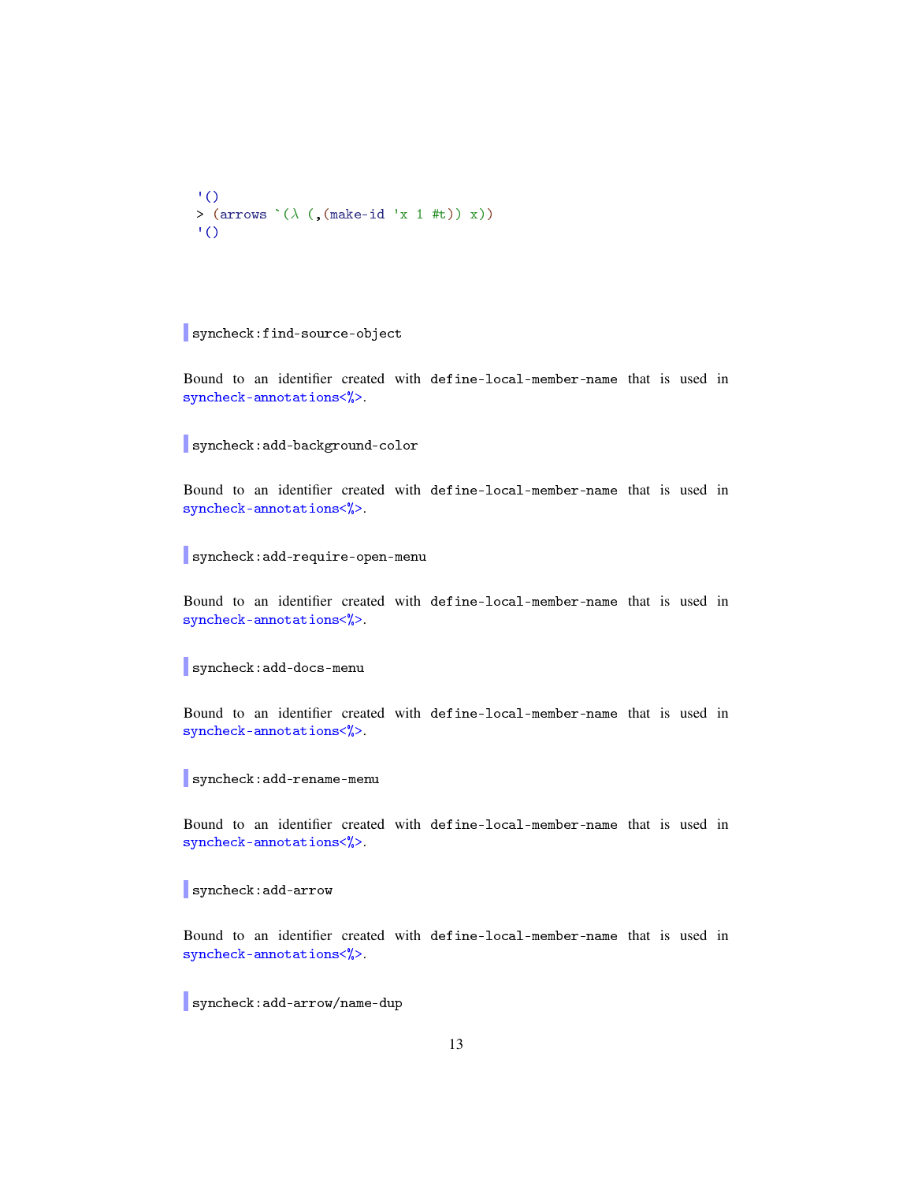```
'()
> (arrows `(λ (,(make-id 'x 1 #t)) x))
'()
```

```
syncheck:find-source-object
```

Bound to an identifier created with `define-local-member-name` that is used in `syncheck-annotations<%>`.

```
syncheck:add-background-color
```

Bound to an identifier created with `define-local-member-name` that is used in `syncheck-annotations<%>`.

```
syncheck:add-require-open-menu
```

Bound to an identifier created with `define-local-member-name` that is used in `syncheck-annotations<%>`.

```
syncheck:add-docs-menu
```

Bound to an identifier created with `define-local-member-name` that is used in `syncheck-annotations<%>`.

```
syncheck:add-rename-menu
```

Bound to an identifier created with `define-local-member-name` that is used in `syncheck-annotations<%>`.

```
syncheck:add-arrow
```

Bound to an identifier created with `define-local-member-name` that is used in `syncheck-annotations<%>`.

```
syncheck:add-arrow/name-dup
```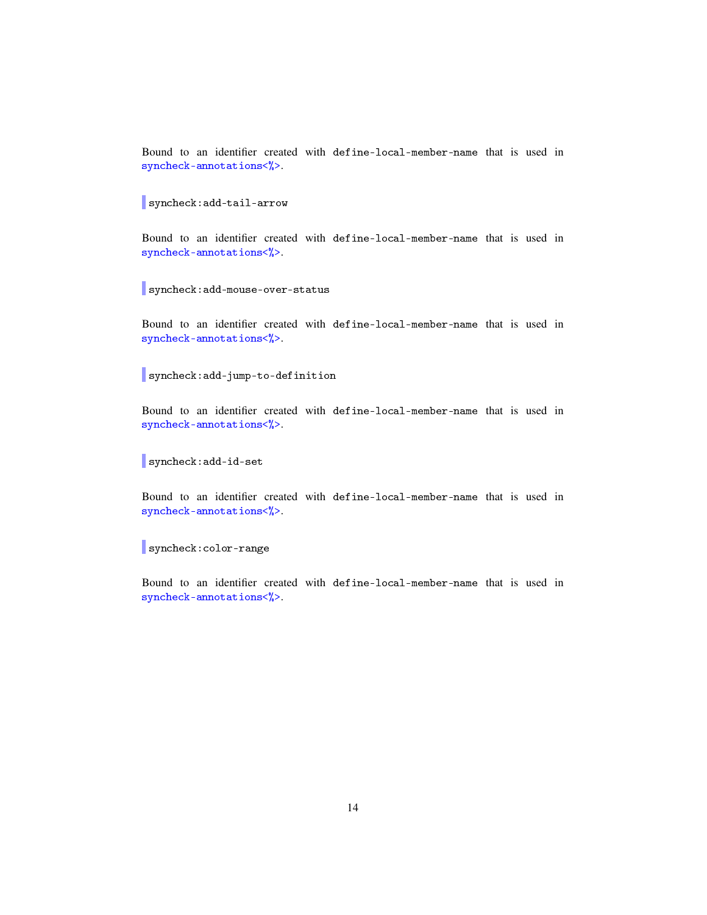Bound to an identifier created with `define-local-member-name` that is used in `syncheck-annotations<%>`.

```
syncheck:add-tail-arrow
```

Bound to an identifier created with `define-local-member-name` that is used in `syncheck-annotations<%>`.

```
syncheck:add-mouse-over-status
```

Bound to an identifier created with `define-local-member-name` that is used in `syncheck-annotations<%>`.

```
syncheck:add-jump-to-definition
```

Bound to an identifier created with `define-local-member-name` that is used in `syncheck-annotations<%>`.

```
syncheck:add-id-set
```

Bound to an identifier created with `define-local-member-name` that is used in `syncheck-annotations<%>`.

```
syncheck:color-range
```

Bound to an identifier created with `define-local-member-name` that is used in `syncheck-annotations<%>`.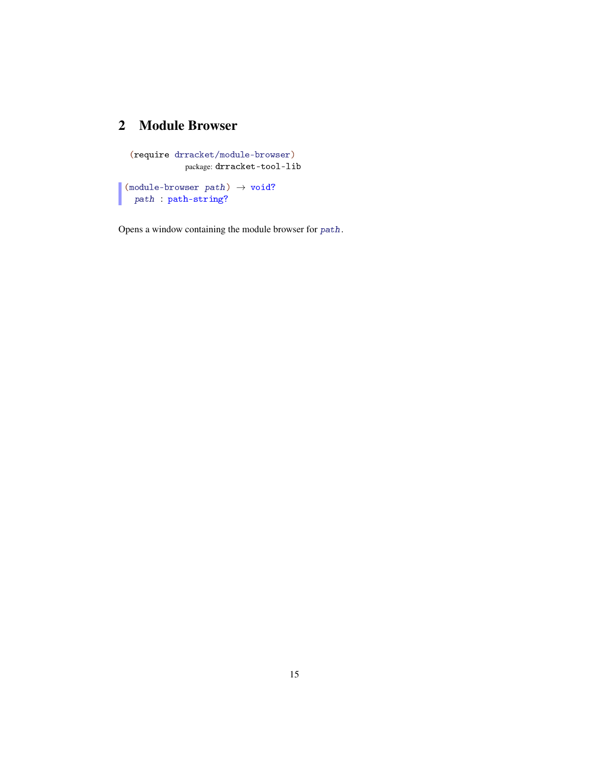## 2 Module Browser

```
(require drracket/module-browser)
          package: drracket-tool-lib
```

```
(module-browser path) → void?
  path : path-string?
```

Opens a window containing the module browser for `path`.